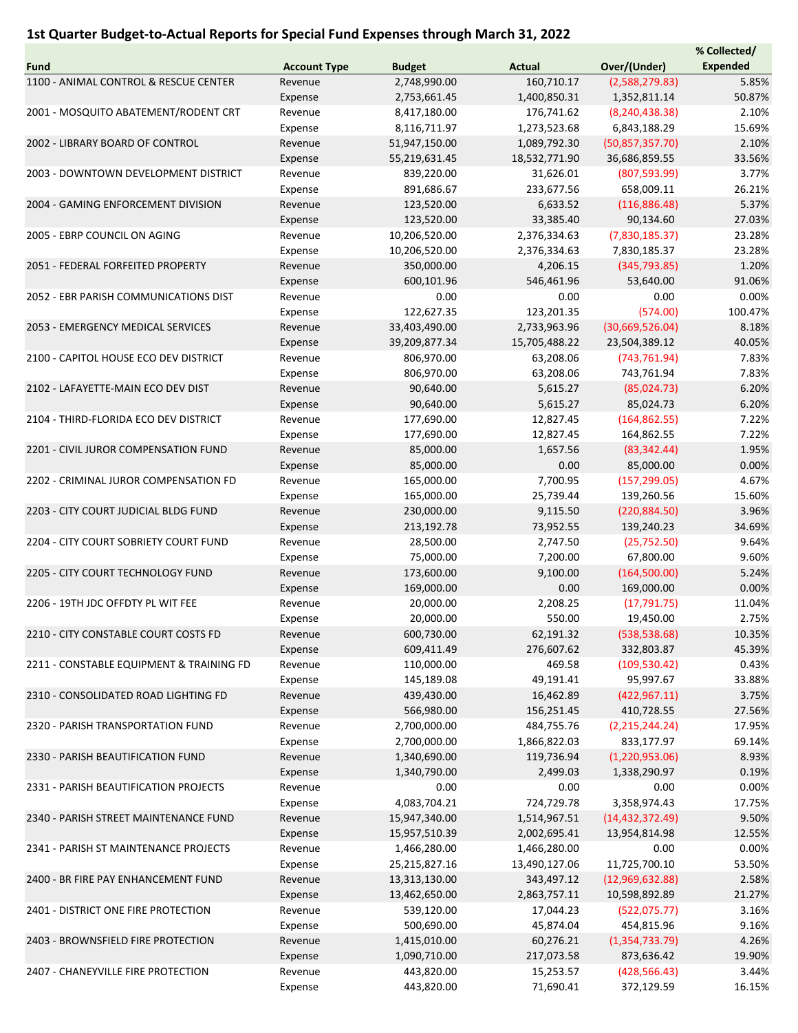## 1st Quarter Budget-to-Actual Reports for Special Fund Expenses through March 31, 2022

| Fund | Account Type | Budget | Actual | Over/(Under) | % Collected/ Expended |
|---|---|---|---|---|---|
| 1100 - ANIMAL CONTROL & RESCUE CENTER | Revenue | 2,748,990.00 | 160,710.17 | (2,588,279.83) | 5.85% |
| | Expense | 2,753,661.45 | 1,400,850.31 | 1,352,811.14 | 50.87% |
| 2001 - MOSQUITO ABATEMENT/RODENT CRT | Revenue | 8,417,180.00 | 176,741.62 | (8,240,438.38) | 2.10% |
| | Expense | 8,116,711.97 | 1,273,523.68 | 6,843,188.29 | 15.69% |
| 2002 - LIBRARY BOARD OF CONTROL | Revenue | 51,947,150.00 | 1,089,792.30 | (50,857,357.70) | 2.10% |
| | Expense | 55,219,631.45 | 18,532,771.90 | 36,686,859.55 | 33.56% |
| 2003 - DOWNTOWN DEVELOPMENT DISTRICT | Revenue | 839,220.00 | 31,626.01 | (807,593.99) | 3.77% |
| | Expense | 891,686.67 | 233,677.56 | 658,009.11 | 26.21% |
| 2004 - GAMING ENFORCEMENT DIVISION | Revenue | 123,520.00 | 6,633.52 | (116,886.48) | 5.37% |
| | Expense | 123,520.00 | 33,385.40 | 90,134.60 | 27.03% |
| 2005 - EBRP COUNCIL ON AGING | Revenue | 10,206,520.00 | 2,376,334.63 | (7,830,185.37) | 23.28% |
| | Expense | 10,206,520.00 | 2,376,334.63 | 7,830,185.37 | 23.28% |
| 2051 - FEDERAL FORFEITED PROPERTY | Revenue | 350,000.00 | 4,206.15 | (345,793.85) | 1.20% |
| | Expense | 600,101.96 | 546,461.96 | 53,640.00 | 91.06% |
| 2052 - EBR PARISH COMMUNICATIONS DIST | Revenue | 0.00 | 0.00 | 0.00 | 0.00% |
| | Expense | 122,627.35 | 123,201.35 | (574.00) | 100.47% |
| 2053 - EMERGENCY MEDICAL SERVICES | Revenue | 33,403,490.00 | 2,733,963.96 | (30,669,526.04) | 8.18% |
| | Expense | 39,209,877.34 | 15,705,488.22 | 23,504,389.12 | 40.05% |
| 2100 - CAPITOL HOUSE ECO DEV DISTRICT | Revenue | 806,970.00 | 63,208.06 | (743,761.94) | 7.83% |
| | Expense | 806,970.00 | 63,208.06 | 743,761.94 | 7.83% |
| 2102 - LAFAYETTE-MAIN ECO DEV DIST | Revenue | 90,640.00 | 5,615.27 | (85,024.73) | 6.20% |
| | Expense | 90,640.00 | 5,615.27 | 85,024.73 | 6.20% |
| 2104 - THIRD-FLORIDA ECO DEV DISTRICT | Revenue | 177,690.00 | 12,827.45 | (164,862.55) | 7.22% |
| | Expense | 177,690.00 | 12,827.45 | 164,862.55 | 7.22% |
| 2201 - CIVIL JUROR COMPENSATION FUND | Revenue | 85,000.00 | 1,657.56 | (83,342.44) | 1.95% |
| | Expense | 85,000.00 | 0.00 | 85,000.00 | 0.00% |
| 2202 - CRIMINAL JUROR COMPENSATION FD | Revenue | 165,000.00 | 7,700.95 | (157,299.05) | 4.67% |
| | Expense | 165,000.00 | 25,739.44 | 139,260.56 | 15.60% |
| 2203 - CITY COURT JUDICIAL BLDG FUND | Revenue | 230,000.00 | 9,115.50 | (220,884.50) | 3.96% |
| | Expense | 213,192.78 | 73,952.55 | 139,240.23 | 34.69% |
| 2204 - CITY COURT SOBRIETY COURT FUND | Revenue | 28,500.00 | 2,747.50 | (25,752.50) | 9.64% |
| | Expense | 75,000.00 | 7,200.00 | 67,800.00 | 9.60% |
| 2205 - CITY COURT TECHNOLOGY FUND | Revenue | 173,600.00 | 9,100.00 | (164,500.00) | 5.24% |
| | Expense | 169,000.00 | 0.00 | 169,000.00 | 0.00% |
| 2206 - 19TH JDC OFFDTY PL WIT FEE | Revenue | 20,000.00 | 2,208.25 | (17,791.75) | 11.04% |
| | Expense | 20,000.00 | 550.00 | 19,450.00 | 2.75% |
| 2210 - CITY CONSTABLE COURT COSTS FD | Revenue | 600,730.00 | 62,191.32 | (538,538.68) | 10.35% |
| | Expense | 609,411.49 | 276,607.62 | 332,803.87 | 45.39% |
| 2211 - CONSTABLE EQUIPMENT & TRAINING FD | Revenue | 110,000.00 | 469.58 | (109,530.42) | 0.43% |
| | Expense | 145,189.08 | 49,191.41 | 95,997.67 | 33.88% |
| 2310 - CONSOLIDATED ROAD LIGHTING FD | Revenue | 439,430.00 | 16,462.89 | (422,967.11) | 3.75% |
| | Expense | 566,980.00 | 156,251.45 | 410,728.55 | 27.56% |
| 2320 - PARISH TRANSPORTATION FUND | Revenue | 2,700,000.00 | 484,755.76 | (2,215,244.24) | 17.95% |
| | Expense | 2,700,000.00 | 1,866,822.03 | 833,177.97 | 69.14% |
| 2330 - PARISH BEAUTIFICATION FUND | Revenue | 1,340,690.00 | 119,736.94 | (1,220,953.06) | 8.93% |
| | Expense | 1,340,790.00 | 2,499.03 | 1,338,290.97 | 0.19% |
| 2331 - PARISH BEAUTIFICATION PROJECTS | Revenue | 0.00 | 0.00 | 0.00 | 0.00% |
| | Expense | 4,083,704.21 | 724,729.78 | 3,358,974.43 | 17.75% |
| 2340 - PARISH STREET MAINTENANCE FUND | Revenue | 15,947,340.00 | 1,514,967.51 | (14,432,372.49) | 9.50% |
| | Expense | 15,957,510.39 | 2,002,695.41 | 13,954,814.98 | 12.55% |
| 2341 - PARISH ST MAINTENANCE PROJECTS | Revenue | 1,466,280.00 | 1,466,280.00 | 0.00 | 0.00% |
| | Expense | 25,215,827.16 | 13,490,127.06 | 11,725,700.10 | 53.50% |
| 2400 - BR FIRE PAY ENHANCEMENT FUND | Revenue | 13,313,130.00 | 343,497.12 | (12,969,632.88) | 2.58% |
| | Expense | 13,462,650.00 | 2,863,757.11 | 10,598,892.89 | 21.27% |
| 2401 - DISTRICT ONE FIRE PROTECTION | Revenue | 539,120.00 | 17,044.23 | (522,075.77) | 3.16% |
| | Expense | 500,690.00 | 45,874.04 | 454,815.96 | 9.16% |
| 2403 - BROWNSFIELD FIRE PROTECTION | Revenue | 1,415,010.00 | 60,276.21 | (1,354,733.79) | 4.26% |
| | Expense | 1,090,710.00 | 217,073.58 | 873,636.42 | 19.90% |
| 2407 - CHANEYVILLE FIRE PROTECTION | Revenue | 443,820.00 | 15,253.57 | (428,566.43) | 3.44% |
| | Expense | 443,820.00 | 71,690.41 | 372,129.59 | 16.15% |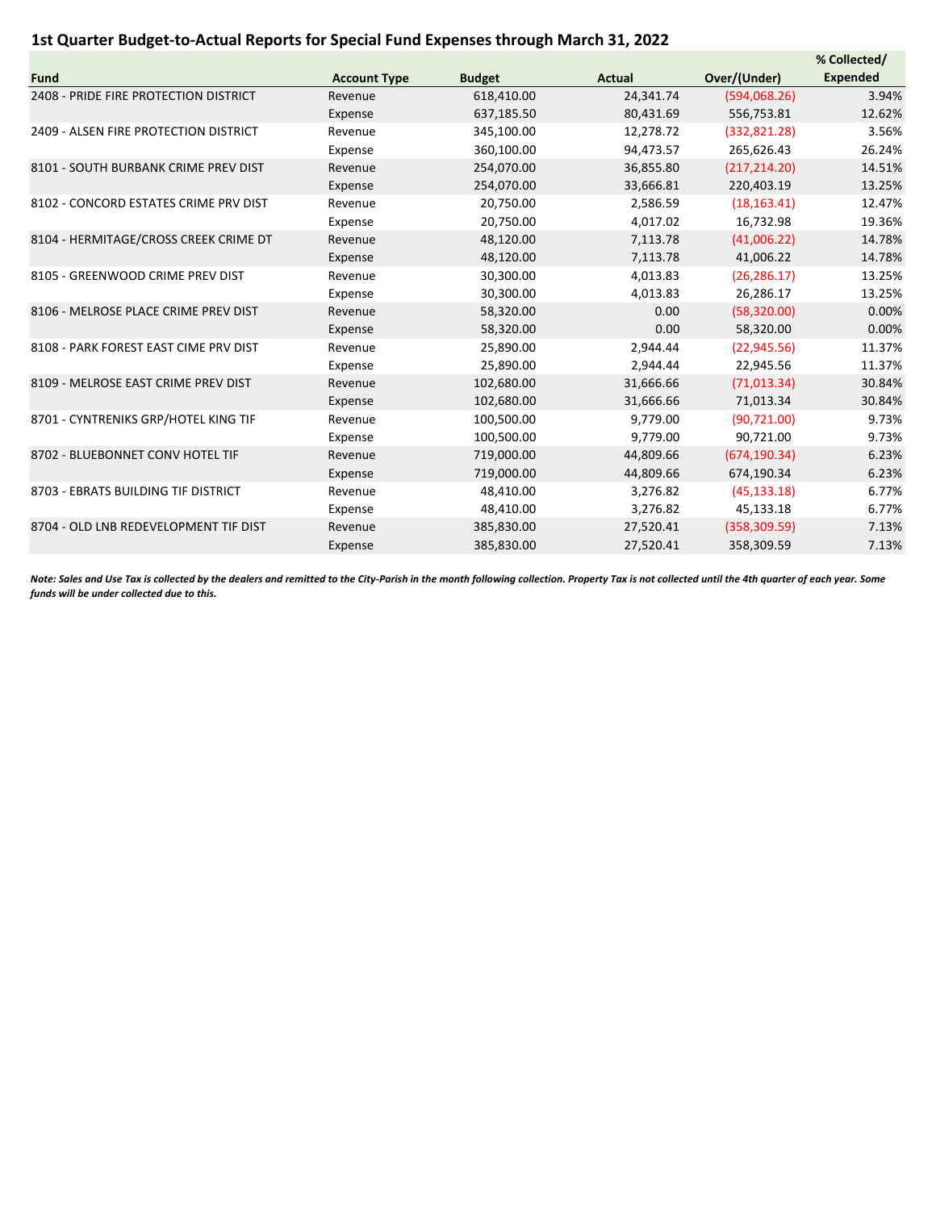## 1st Quarter Budget-to-Actual Reports for Special Fund Expenses through March 31, 2022

| Fund | Account Type | Budget | Actual | Over/(Under) | % Collected/ Expended |
|---|---|---|---|---|---|
| 2408 - PRIDE FIRE PROTECTION DISTRICT | Revenue | 618,410.00 | 24,341.74 | (594,068.26) | 3.94% |
| | Expense | 637,185.50 | 80,431.69 | 556,753.81 | 12.62% |
| 2409 - ALSEN FIRE PROTECTION DISTRICT | Revenue | 345,100.00 | 12,278.72 | (332,821.28) | 3.56% |
| | Expense | 360,100.00 | 94,473.57 | 265,626.43 | 26.24% |
| 8101 - SOUTH BURBANK CRIME PREV DIST | Revenue | 254,070.00 | 36,855.80 | (217,214.20) | 14.51% |
| | Expense | 254,070.00 | 33,666.81 | 220,403.19 | 13.25% |
| 8102 - CONCORD ESTATES CRIME PRV DIST | Revenue | 20,750.00 | 2,586.59 | (18,163.41) | 12.47% |
| | Expense | 20,750.00 | 4,017.02 | 16,732.98 | 19.36% |
| 8104 - HERMITAGE/CROSS CREEK CRIME DT | Revenue | 48,120.00 | 7,113.78 | (41,006.22) | 14.78% |
| | Expense | 48,120.00 | 7,113.78 | 41,006.22 | 14.78% |
| 8105 - GREENWOOD CRIME PREV DIST | Revenue | 30,300.00 | 4,013.83 | (26,286.17) | 13.25% |
| | Expense | 30,300.00 | 4,013.83 | 26,286.17 | 13.25% |
| 8106 - MELROSE PLACE CRIME PREV DIST | Revenue | 58,320.00 | 0.00 | (58,320.00) | 0.00% |
| | Expense | 58,320.00 | 0.00 | 58,320.00 | 0.00% |
| 8108 - PARK FOREST EAST CIME PRV DIST | Revenue | 25,890.00 | 2,944.44 | (22,945.56) | 11.37% |
| | Expense | 25,890.00 | 2,944.44 | 22,945.56 | 11.37% |
| 8109 - MELROSE EAST CRIME PREV DIST | Revenue | 102,680.00 | 31,666.66 | (71,013.34) | 30.84% |
| | Expense | 102,680.00 | 31,666.66 | 71,013.34 | 30.84% |
| 8701 - CYNTRENIKS GRP/HOTEL KING TIF | Revenue | 100,500.00 | 9,779.00 | (90,721.00) | 9.73% |
| | Expense | 100,500.00 | 9,779.00 | 90,721.00 | 9.73% |
| 8702 - BLUEBONNET CONV HOTEL TIF | Revenue | 719,000.00 | 44,809.66 | (674,190.34) | 6.23% |
| | Expense | 719,000.00 | 44,809.66 | 674,190.34 | 6.23% |
| 8703 - EBRATS BUILDING TIF DISTRICT | Revenue | 48,410.00 | 3,276.82 | (45,133.18) | 6.77% |
| | Expense | 48,410.00 | 3,276.82 | 45,133.18 | 6.77% |
| 8704 - OLD LNB REDEVELOPMENT TIF DIST | Revenue | 385,830.00 | 27,520.41 | (358,309.59) | 7.13% |
| | Expense | 385,830.00 | 27,520.41 | 358,309.59 | 7.13% |

***Note: Sales and Use Tax is collected by the dealers and remitted to the City-Parish in the month following collection. Property Tax is not collected until the 4th quarter of each year. Some funds will be under collected due to this.***